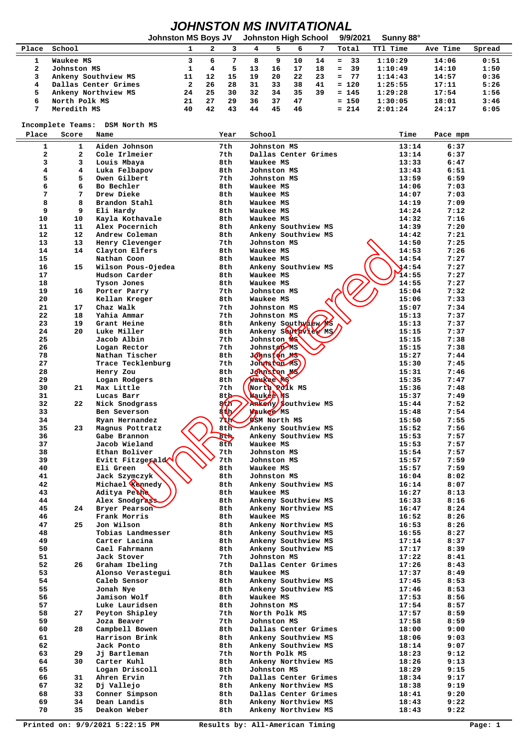# JOHNSTON MS INVITATIONAL

Johnston MS Boys JV    Johnston High School    9/9/2021    Sunny 88°

| Place | School | 1 | 2 | 3 | 4 | 5 | 6 | 7 | Total | TTl Time | Ave Time | Spread |
|---|---|---|---|---|---|---|---|---|---|---|---|---|
| 1 | Waukee MS | 3 | 6 | 7 | 8 | 9 | 10 | 14 | = 33 | 1:10:29 | 14:06 | 0:51 |
| 2 | Johnston MS | 1 | 4 | 5 | 13 | 16 | 17 | 18 | = 39 | 1:10:49 | 14:10 | 1:50 |
| 3 | Ankeny Southview MS | 11 | 12 | 15 | 19 | 20 | 22 | 23 | = 77 | 1:14:43 | 14:57 | 0:36 |
| 4 | Dallas Center Grimes | 2 | 26 | 28 | 31 | 33 | 38 | 41 | = 120 | 1:25:55 | 17:11 | 5:26 |
| 5 | Ankeny Northview MS | 24 | 25 | 30 | 32 | 34 | 35 | 39 | = 145 | 1:29:28 | 17:54 | 1:56 |
| 6 | North Polk MS | 21 | 27 | 29 | 36 | 37 | 47 | | = 150 | 1:30:05 | 18:01 | 3:46 |
| 7 | Meredith MS | 40 | 42 | 43 | 44 | 45 | 46 | | = 214 | 2:01:24 | 24:17 | 6:05 |

Incomplete Teams: DSM North MS

| Place | Score | Name | Year | School | Time | Pace mpm |
|---|---|---|---|---|---|---|
| 1 | 1 | Aiden Johnson | 7th | Johnston MS | 13:14 | 6:37 |
| 2 | 2 | Cole Irlmeier | 7th | Dallas Center Grimes | 13:14 | 6:37 |
| 3 | 3 | Louis Mbaya | 8th | Waukee MS | 13:33 | 6:47 |
| 4 | 4 | Luka Felbapov | 8th | Johnston MS | 13:43 | 6:51 |
| 5 | 5 | Owen Gilbert | 7th | Johnston MS | 13:59 | 6:59 |
| 6 | 6 | Bo Bechler | 8th | Waukee MS | 14:06 | 7:03 |
| 7 | 7 | Drew Dieke | 8th | Waukee MS | 14:07 | 7:03 |
| 8 | 8 | Brandon Stahl | 8th | Waukee MS | 14:19 | 7:09 |
| 9 | 9 | Eli Hardy | 8th | Waukee MS | 14:24 | 7:12 |
| 10 | 10 | Kayla Kothavale | 8th | Waukee MS | 14:32 | 7:16 |
| 11 | 11 | Alex Pocernich | 8th | Ankeny Southview MS | 14:39 | 7:20 |
| 12 | 12 | Andrew Coleman | 8th | Ankeny Southview MS | 14:42 | 7:21 |
| 13 | 13 | Henry Clevenger | 7th | Johnston MS | 14:50 | 7:25 |
| 14 | 14 | Clayton Elfers | 8th | Waukee MS | 14:53 | 7:26 |
| 15 | | Nathan Coon | 8th | Waukee MS | 14:54 | 7:27 |
| 16 | 15 | Wilson Pous-Ojedea | 8th | Ankeny Southview MS | 14:54 | 7:27 |
| 17 | | Hudson Carder | 8th | Waukee MS | 14:55 | 7:27 |
| 18 | | Tyson Jones | 8th | Waukee MS | 14:55 | 7:27 |
| 19 | 16 | Porter Parry | 7th | Johnston MS | 15:04 | 7:32 |
| 20 | | Kellan Kreger | 8th | Waukee MS | 15:06 | 7:33 |
| 21 | 17 | Chaz Walk | 7th | Johnston MS | 15:07 | 7:34 |
| 22 | 18 | Yahia Ammar | 7th | Johnston MS | 15:13 | 7:37 |
| 23 | 19 | Grant Heine | 8th | Ankeny Southview MS | 15:13 | 7:37 |
| 24 | 20 | Luke Miller | 8th | Ankeny Southview MS | 15:15 | 7:37 |
| 25 | | Jacob Albin | 7th | Johnston MS | 15:15 | 7:38 |
| 26 | | Logan Rector | 7th | Johnston MS | 15:15 | 7:38 |
| 78 | | Nathan Tischer | 8th | Johnston MS | 15:27 | 7:44 |
| 27 | | Trace Tecklenburg | 7th | Johnston MS | 15:30 | 7:45 |
| 28 | | Henry Zou | 8th | Johnston MS | 15:31 | 7:46 |
| 29 | | Logan Rodgers | 8th | Waukee MS | 15:35 | 7:47 |
| 30 | 21 | Max Little | 7th | North Polk MS | 15:36 | 7:48 |
| 31 | | Lucas Barr | 8th | Waukee MS | 15:37 | 7:49 |
| 32 | 22 | Nick Snodgrass | 8th | Ankeny Southview MS | 15:44 | 7:52 |
| 33 | | Ben Severson | 8th | Waukee MS | 15:48 | 7:54 |
| 34 | | Ryan Hernandez | 7th | DSM North MS | 15:50 | 7:55 |
| 35 | 23 | Magnus Pottratz | 8th | Ankeny Southview MS | 15:52 | 7:56 |
| 36 | | Gabe Brannon | 8th | Ankeny Southview MS | 15:53 | 7:57 |
| 37 | | Jacob Wieland | 8th | Waukee MS | 15:53 | 7:57 |
| 38 | | Ethan Boliver | 7th | Johnston MS | 15:54 | 7:57 |
| 39 | | Evitt Fitzgerald | 7th | Johnston MS | 15:57 | 7:59 |
| 40 | | Eli Green | 8th | Waukee MS | 15:57 | 7:59 |
| 41 | | Jack Szymczyk | 8th | Johnston MS | 16:04 | 8:02 |
| 42 | | Michael Kennedy | 8th | Ankeny Southview MS | 16:14 | 8:07 |
| 43 | | Aditya Pethe | 8th | Waukee MS | 16:27 | 8:13 |
| 44 | | Alex Snodgrass | 8th | Ankeny Southview MS | 16:33 | 8:16 |
| 45 | 24 | Bryer Pearson | 8th | Ankeny Northview MS | 16:47 | 8:24 |
| 46 | | Frank Morris | 8th | Waukee MS | 16:52 | 8:26 |
| 47 | 25 | Jon Wilson | 8th | Ankeny Northview MS | 16:53 | 8:26 |
| 48 | | Tobias Landmesser | 8th | Ankeny Southview MS | 16:55 | 8:27 |
| 49 | | Carter Lacina | 8th | Ankeny Southview MS | 17:14 | 8:37 |
| 50 | | Cael Fahrmann | 8th | Ankeny Southview MS | 17:17 | 8:39 |
| 51 | | Jack Stover | 7th | Johnston MS | 17:22 | 8:41 |
| 52 | 26 | Graham Ibeling | 7th | Dallas Center Grimes | 17:26 | 8:43 |
| 53 | | Alonso Verastegui | 8th | Waukee MS | 17:37 | 8:49 |
| 54 | | Caleb Sensor | 8th | Ankeny Southview MS | 17:45 | 8:53 |
| 55 | | Jonah Nye | 8th | Ankeny Southview MS | 17:46 | 8:53 |
| 56 | | Jamison Wolf | 8th | Waukee MS | 17:53 | 8:56 |
| 57 | | Luke Lauridsen | 8th | Johnston MS | 17:54 | 8:57 |
| 58 | 27 | Peyton Shipley | 7th | North Polk MS | 17:57 | 8:59 |
| 59 | | Joza Beaver | 7th | Johnston MS | 17:58 | 8:59 |
| 60 | 28 | Campbell Bowen | 8th | Dallas Center Grimes | 18:00 | 9:00 |
| 61 | | Harrison Brink | 8th | Ankeny Southview MS | 18:06 | 9:03 |
| 62 | | Jack Ponto | 8th | Ankeny Southview MS | 18:14 | 9:07 |
| 63 | 29 | Jj Bartleman | 7th | North Polk MS | 18:23 | 9:12 |
| 64 | 30 | Carter Kuhl | 8th | Ankeny Northview MS | 18:26 | 9:13 |
| 65 | | Logan Driscoll | 8th | Johnston MS | 18:29 | 9:15 |
| 66 | 31 | Ahren Ervin | 7th | Dallas Center Grimes | 18:34 | 9:17 |
| 67 | 32 | Dj Vallejo | 8th | Ankeny Northview MS | 18:38 | 9:19 |
| 68 | 33 | Conner Simpson | 8th | Dallas Center Grimes | 18:41 | 9:20 |
| 69 | 34 | Dean Landis | 8th | Ankeny Northview MS | 18:43 | 9:22 |
| 70 | 35 | Deakon Weber | 8th | Ankeny Northview MS | 18:43 | 9:22 |

Printed on: 9/9/2021 5:22:15 PM    Results by: All-American Timing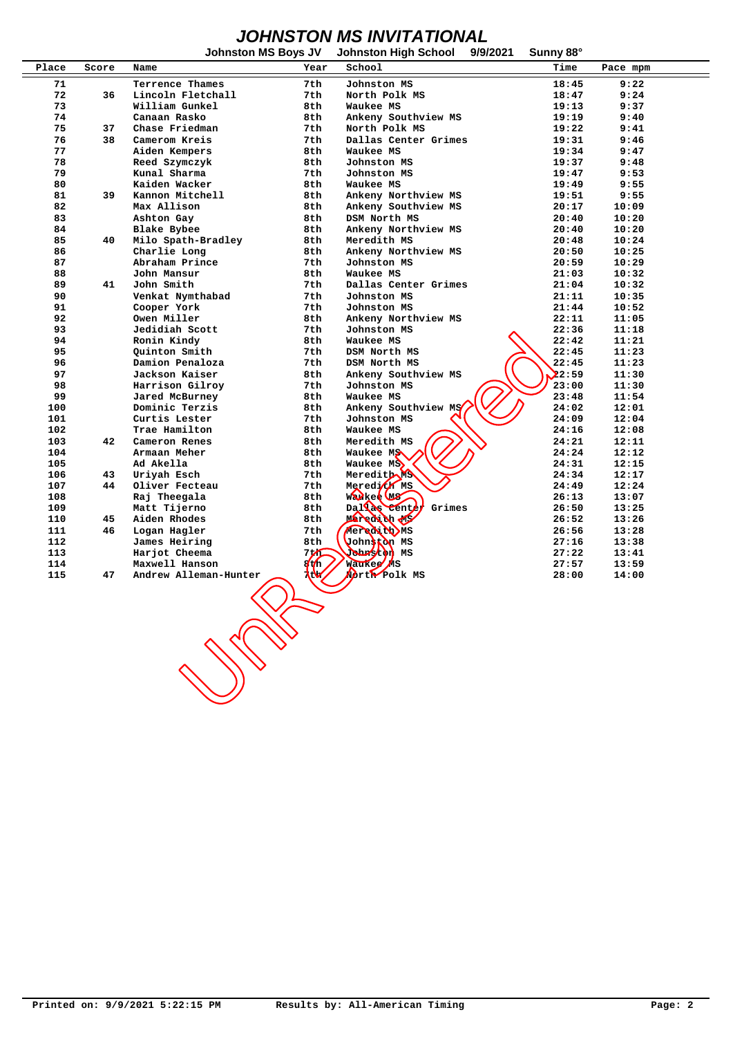# JOHNSTON MS INVITATIONAL

**Johnston MS Boys JV    Johnston High School    9/9/2021    Sunny 88°**

| Place | Score | Name | Year | School | Time | Pace mpm |
|---|---|---|---|---|---|---|
| 71 | | Terrence Thames | 7th | Johnston MS | 18:45 | 9:22 |
| 72 | 36 | Lincoln Fletchall | 7th | North Polk MS | 18:47 | 9:24 |
| 73 | | William Gunkel | 8th | Waukee MS | 19:13 | 9:37 |
| 74 | | Canaan Rasko | 8th | Ankeny Southview MS | 19:19 | 9:40 |
| 75 | 37 | Chase Friedman | 7th | North Polk MS | 19:22 | 9:41 |
| 76 | 38 | Camerom Kreis | 7th | Dallas Center Grimes | 19:31 | 9:46 |
| 77 | | Aiden Kempers | 8th | Waukee MS | 19:34 | 9:47 |
| 78 | | Reed Szymczyk | 8th | Johnston MS | 19:37 | 9:48 |
| 79 | | Kunal Sharma | 7th | Johnston MS | 19:47 | 9:53 |
| 80 | | Kaiden Wacker | 8th | Waukee MS | 19:49 | 9:55 |
| 81 | 39 | Kannon Mitchell | 8th | Ankeny Northview MS | 19:51 | 9:55 |
| 82 | | Max Allison | 8th | Ankeny Southview MS | 20:17 | 10:09 |
| 83 | | Ashton Gay | 8th | DSM North MS | 20:40 | 10:20 |
| 84 | | Blake Bybee | 8th | Ankeny Northview MS | 20:40 | 10:20 |
| 85 | 40 | Milo Spath-Bradley | 8th | Meredith MS | 20:48 | 10:24 |
| 86 | | Charlie Long | 8th | Ankeny Northview MS | 20:50 | 10:25 |
| 87 | | Abraham Prince | 7th | Johnston MS | 20:59 | 10:29 |
| 88 | | John Mansur | 8th | Waukee MS | 21:03 | 10:32 |
| 89 | 41 | John Smith | 7th | Dallas Center Grimes | 21:04 | 10:32 |
| 90 | | Venkat Nymthabad | 7th | Johnston MS | 21:11 | 10:35 |
| 91 | | Cooper York | 7th | Johnston MS | 21:44 | 10:52 |
| 92 | | Owen Miller | 8th | Ankeny Northview MS | 22:11 | 11:05 |
| 93 | | Jedidiah Scott | 7th | Johnston MS | 22:36 | 11:18 |
| 94 | | Ronin Kindy | 8th | Waukee MS | 22:42 | 11:21 |
| 95 | | Quinton Smith | 7th | DSM North MS | 22:45 | 11:23 |
| 96 | | Damion Penaloza | 7th | DSM North MS | 22:45 | 11:23 |
| 97 | | Jackson Kaiser | 8th | Ankeny Southview MS | 22:59 | 11:30 |
| 98 | | Harrison Gilroy | 7th | Johnston MS | 23:00 | 11:30 |
| 99 | | Jared McBurney | 8th | Waukee MS | 23:48 | 11:54 |
| 100 | | Dominic Terzis | 8th | Ankeny Southview MS | 24:02 | 12:01 |
| 101 | | Curtis Lester | 7th | Johnston MS | 24:09 | 12:04 |
| 102 | | Trae Hamilton | 8th | Waukee MS | 24:16 | 12:08 |
| 103 | 42 | Cameron Renes | 8th | Meredith MS | 24:21 | 12:11 |
| 104 | | Armaan Meher | 8th | Waukee MS | 24:24 | 12:12 |
| 105 | | Ad Akella | 8th | Waukee MS | 24:31 | 12:15 |
| 106 | 43 | Uriyah Esch | 7th | Meredith MS | 24:34 | 12:17 |
| 107 | 44 | Oliver Fecteau | 7th | Meredith MS | 24:49 | 12:24 |
| 108 | | Raj Theegala | 8th | Waukee MS | 26:13 | 13:07 |
| 109 | | Matt Tijerno | 8th | Dallas Center Grimes | 26:50 | 13:25 |
| 110 | 45 | Aiden Rhodes | 8th | Meredith MS | 26:52 | 13:26 |
| 111 | 46 | Logan Hagler | 7th | Meredith MS | 26:56 | 13:28 |
| 112 | | James Heiring | 8th | Johnston MS | 27:16 | 13:38 |
| 113 | | Harjot Cheema | 7th | Johnston MS | 27:22 | 13:41 |
| 114 | | Maxwell Hanson | 8th | Waukee MS | 27:57 | 13:59 |
| 115 | 47 | Andrew Alleman-Hunter | 7th | North Polk MS | 28:00 | 14:00 |

Printed on: 9/9/2021 5:22:15 PM    Results by: All-American Timing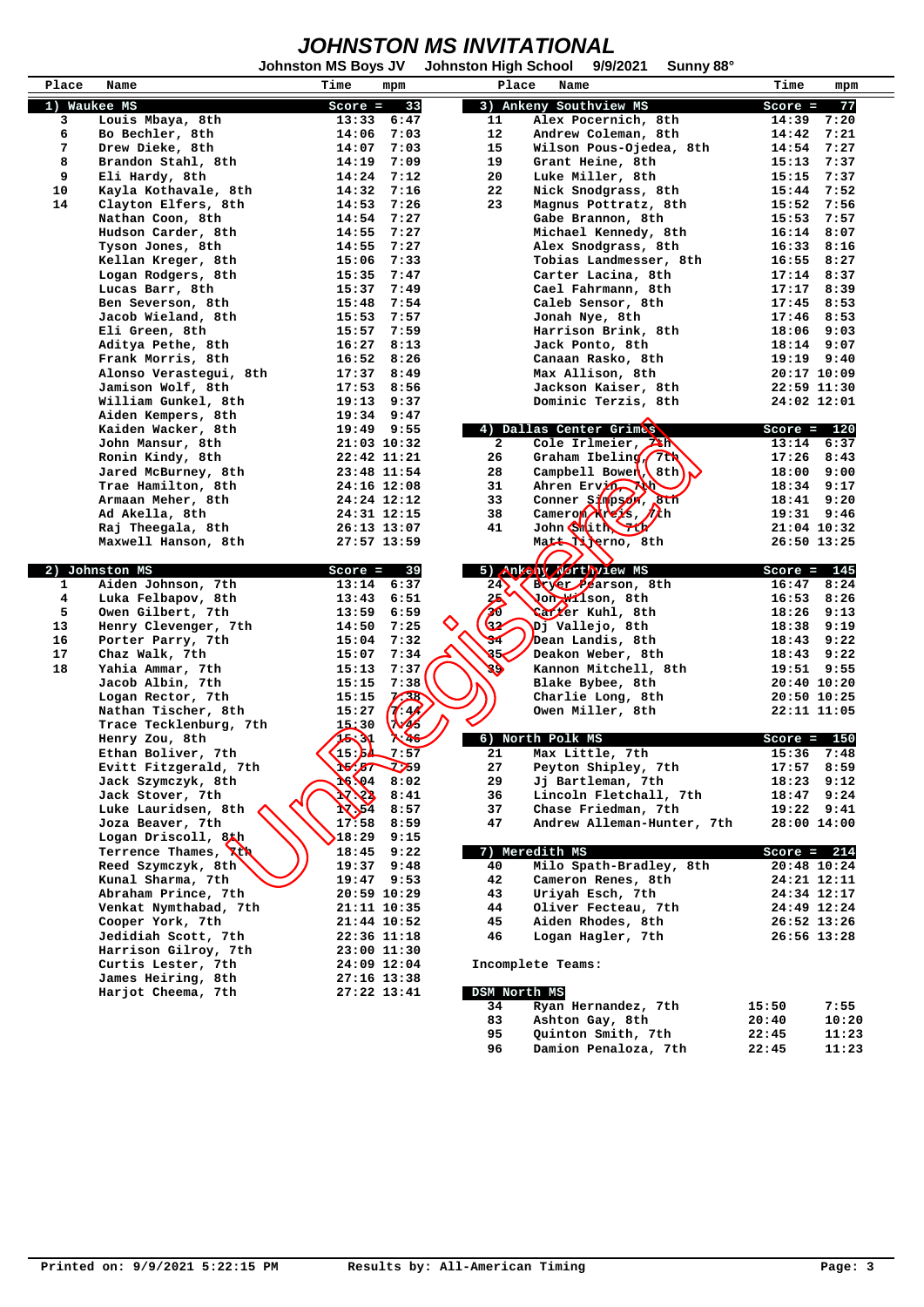# JOHNSTON MS INVITATIONAL

Johnston MS Boys JV   Johnston High School   9/9/2021   Sunny 88°

## 1) Waukee MS — Score = 33

| Place | Name | Time | mpm |
|---|---|---|---|
| 3 | Louis Mbaya, 8th | 13:33 | 6:47 |
| 6 | Bo Bechler, 8th | 14:06 | 7:03 |
| 7 | Drew Dieke, 8th | 14:07 | 7:03 |
| 8 | Brandon Stahl, 8th | 14:19 | 7:09 |
| 9 | Eli Hardy, 8th | 14:24 | 7:12 |
| 10 | Kayla Kothavale, 8th | 14:32 | 7:16 |
| 14 | Clayton Elfers, 8th | 14:53 | 7:26 |
| | Nathan Coon, 8th | 14:54 | 7:27 |
| | Hudson Carder, 8th | 14:55 | 7:27 |
| | Tyson Jones, 8th | 14:55 | 7:27 |
| | Kellan Kreger, 8th | 15:06 | 7:33 |
| | Logan Rodgers, 8th | 15:35 | 7:47 |
| | Lucas Barr, 8th | 15:37 | 7:49 |
| | Ben Severson, 8th | 15:48 | 7:54 |
| | Jacob Wieland, 8th | 15:53 | 7:57 |
| | Eli Green, 8th | 15:57 | 7:59 |
| | Aditya Pethe, 8th | 16:27 | 8:13 |
| | Frank Morris, 8th | 16:52 | 8:26 |
| | Alonso Verastegui, 8th | 17:37 | 8:49 |
| | Jamison Wolf, 8th | 17:53 | 8:56 |
| | William Gunkel, 8th | 19:13 | 9:37 |
| | Aiden Kempers, 8th | 19:34 | 9:47 |
| | Kaiden Wacker, 8th | 19:49 | 9:55 |
| | John Mansur, 8th | 21:03 | 10:32 |
| | Ronin Kindy, 8th | 22:42 | 11:21 |
| | Jared McBurney, 8th | 23:48 | 11:54 |
| | Trae Hamilton, 8th | 24:16 | 12:08 |
| | Armaan Meher, 8th | 24:24 | 12:12 |
| | Ad Akella, 8th | 24:31 | 12:15 |
| | Raj Theegala, 8th | 26:13 | 13:07 |
| | Maxwell Hanson, 8th | 27:57 | 13:59 |

## 2) Johnston MS — Score = 39

| Place | Name | Time | mpm |
|---|---|---|---|
| 1 | Aiden Johnson, 7th | 13:14 | 6:37 |
| 4 | Luka Felbapov, 8th | 13:43 | 6:51 |
| 5 | Owen Gilbert, 7th | 13:59 | 6:59 |
| 13 | Henry Clevenger, 7th | 14:50 | 7:25 |
| 16 | Porter Parry, 7th | 15:04 | 7:32 |
| 17 | Chaz Walk, 7th | 15:07 | 7:34 |
| 18 | Yahia Ammar, 7th | 15:13 | 7:37 |
| | Jacob Albin, 7th | 15:15 | 7:38 |
| | Logan Rector, 7th | 15:15 | 7:38 |
| | Nathan Tischer, 8th | 15:27 | 7:44 |
| | Trace Tecklenburg, 7th | 15:30 | 7:45 |
| | Henry Zou, 8th | 15:31 | 7:46 |
| | Ethan Boliver, 7th | 15:54 | 7:57 |
| | Evitt Fitzgerald, 7th | 15:57 | 7:59 |
| | Jack Szymczyk, 8th | 16:04 | 8:02 |
| | Jack Stover, 7th | 17:22 | 8:41 |
| | Luke Lauridsen, 8th | 17:54 | 8:57 |
| | Joza Beaver, 7th | 17:58 | 8:59 |
| | Logan Driscoll, 8th | 18:29 | 9:15 |
| | Terrence Thames, 7th | 18:45 | 9:22 |
| | Reed Szymczyk, 8th | 19:37 | 9:48 |
| | Kunal Sharma, 7th | 19:47 | 9:53 |
| | Abraham Prince, 7th | 20:59 | 10:29 |
| | Venkat Nymthabad, 7th | 21:11 | 10:35 |
| | Cooper York, 7th | 21:44 | 10:52 |
| | Jedidiah Scott, 7th | 22:36 | 11:18 |
| | Harrison Gilroy, 7th | 23:00 | 11:30 |
| | Curtis Lester, 7th | 24:09 | 12:04 |
| | James Heiring, 8th | 27:16 | 13:38 |
| | Harjot Cheema, 7th | 27:22 | 13:41 |

## 3) Ankeny Southview MS — Score = 77

| Place | Name | Time | mpm |
|---|---|---|---|
| 11 | Alex Pocernich, 8th | 14:39 | 7:20 |
| 12 | Andrew Coleman, 8th | 14:42 | 7:21 |
| 15 | Wilson Pous-Ojeda, 8th | 14:54 | 7:27 |
| 19 | Grant Heine, 8th | 15:13 | 7:37 |
| 20 | Luke Miller, 8th | 15:15 | 7:37 |
| 22 | Nick Snodgrass, 8th | 15:44 | 7:52 |
| 23 | Magnus Pottratz, 8th | 15:52 | 7:56 |
| | Gabe Brannon, 8th | 15:53 | 7:57 |
| | Michael Kennedy, 8th | 16:14 | 8:07 |
| | Alex Snodgrass, 8th | 16:33 | 8:16 |
| | Tobias Landmesser, 8th | 16:55 | 8:27 |
| | Carter Lacina, 8th | 17:14 | 8:37 |
| | Cael Fahrmann, 8th | 17:17 | 8:39 |
| | Caleb Sensor, 8th | 17:45 | 8:53 |
| | Jonah Nye, 8th | 17:46 | 8:53 |
| | Harrison Brink, 8th | 18:06 | 9:03 |
| | Jack Ponto, 8th | 18:14 | 9:07 |
| | Canaan Rasko, 8th | 19:19 | 9:40 |
| | Max Allison, 8th | 20:17 | 10:09 |
| | Jackson Kaiser, 8th | 22:59 | 11:30 |
| | Dominic Terzis, 8th | 24:02 | 12:01 |

## 4) Dallas Center Grimes — Score = 120

| Place | Name | Time | mpm |
|---|---|---|---|
| 2 | Cole Irlmeier, 7th | 13:14 | 6:37 |
| 26 | Graham Ibeling, 7th | 17:26 | 8:43 |
| 28 | Campbell Bower, 8th | 18:00 | 9:00 |
| 31 | Ahren Ervin, 7th | 18:34 | 9:17 |
| 33 | Conner Simpson, 8th | 18:41 | 9:20 |
| 38 | Cameron Kreis, 7th | 19:31 | 9:46 |
| 41 | John Smith, 7th | 21:04 | 10:32 |
| | Matt Tijerno, 8th | 26:50 | 13:25 |

## 5) Ankeny Northview MS — Score = 145

| Place | Name | Time | mpm |
|---|---|---|---|
| 24 | Bryer Pearson, 8th | 16:47 | 8:24 |
| 25 | Jon Wilson, 8th | 16:53 | 8:26 |
| 30 | Carter Kuhl, 8th | 18:26 | 9:13 |
| 32 | Dj Vallejo, 8th | 18:38 | 9:19 |
| 34 | Dean Landis, 8th | 18:43 | 9:22 |
| 35 | Deakon Weber, 8th | 18:43 | 9:22 |
| 39 | Kannon Mitchell, 8th | 19:51 | 9:55 |
| | Blake Bybee, 8th | 20:40 | 10:20 |
| | Charlie Long, 8th | 20:50 | 10:25 |
| | Owen Miller, 8th | 22:11 | 11:05 |

## 6) North Polk MS — Score = 150

| Place | Name | Time | mpm |
|---|---|---|---|
| 21 | Max Little, 7th | 15:36 | 7:48 |
| 27 | Peyton Shipley, 7th | 17:57 | 8:59 |
| 29 | Jj Bartleman, 7th | 18:23 | 9:12 |
| 36 | Lincoln Fletchall, 7th | 18:47 | 9:24 |
| 37 | Chase Friedman, 7th | 19:22 | 9:41 |
| 47 | Andrew Alleman-Hunter, 7th | 28:00 | 14:00 |

## 7) Meredith MS — Score = 214

| Place | Name | Time | mpm |
|---|---|---|---|
| 40 | Milo Spath-Bradley, 8th | 20:48 | 10:24 |
| 42 | Cameron Renes, 8th | 24:21 | 12:11 |
| 43 | Uriyah Esch, 7th | 24:34 | 12:17 |
| 44 | Oliver Fecteau, 7th | 24:49 | 12:24 |
| 45 | Aiden Rhodes, 8th | 26:52 | 13:26 |
| 46 | Logan Hagler, 7th | 26:56 | 13:28 |

## Incomplete Teams:

### DSM North MS

| Place | Name | Time | mpm |
|---|---|---|---|
| 34 | Ryan Hernandez, 7th | 15:50 | 7:55 |
| 83 | Ashton Gay, 8th | 20:40 | 10:20 |
| 95 | Quinton Smith, 7th | 22:45 | 11:23 |
| 96 | Damion Penaloza, 7th | 22:45 | 11:23 |

Unregistered

Printed on: 9/9/2021 5:22:15 PM   Results by: All-American Timing